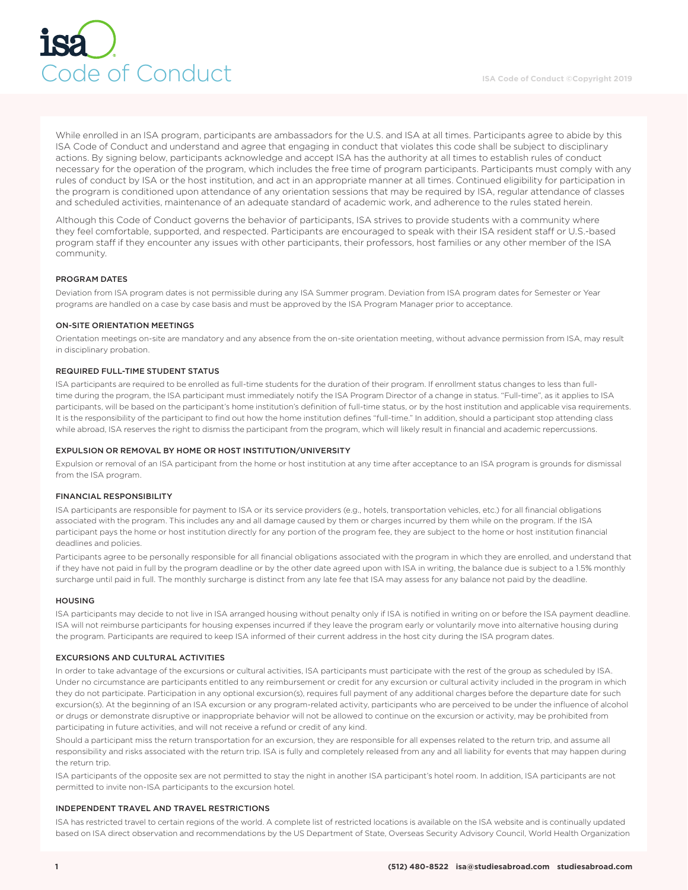# Code of Conduct

While enrolled in an ISA program, participants are ambassadors for the U.S. and ISA at all times. Participants agree to abide by this ISA Code of Conduct and understand and agree that engaging in conduct that violates this code shall be subject to disciplinary actions. By signing below, participants acknowledge and accept ISA has the authority at all times to establish rules of conduct necessary for the operation of the program, which includes the free time of program participants. Participants must comply with any rules of conduct by ISA or the host institution, and act in an appropriate manner at all times. Continued eligibility for participation in the program is conditioned upon attendance of any orientation sessions that may be required by ISA, regular attendance of classes and scheduled activities, maintenance of an adequate standard of academic work, and adherence to the rules stated herein.

Although this Code of Conduct governs the behavior of participants, ISA strives to provide students with a community where they feel comfortable, supported, and respected. Participants are encouraged to speak with their ISA resident staff or U.S.-based program staff if they encounter any issues with other participants, their professors, host families or any other member of the ISA community.

## PROGRAM DATES

Deviation from ISA program dates is not permissible during any ISA Summer program. Deviation from ISA program dates for Semester or Year programs are handled on a case by case basis and must be approved by the ISA Program Manager prior to acceptance.

## ON-SITE ORIENTATION MEETINGS

Orientation meetings on-site are mandatory and any absence from the on-site orientation meeting, without advance permission from ISA, may result in disciplinary probation.

## REQUIRED FULL-TIME STUDENT STATUS

ISA participants are required to be enrolled as full-time students for the duration of their program. If enrollment status changes to less than full-time during the program, the ISA participant must immediately notify the ISA Program Director of a change in status. "Full-time", as it applies to ISA participants, will be based on the participant's home institution's definition of full-time status, or by the host institution and applicable visa requirements. It is the responsibility of the participant to find out how the home institution defines "full-time." In addition, should a participant stop attending class while abroad, ISA reserves the right to dismiss the participant from the program, which will likely result in financial and academic repercussions.

## EXPULSION OR REMOVAL BY HOME OR HOST INSTITUTION/UNIVERSITY

Expulsion or removal of an ISA participant from the home or host institution at any time after acceptance to an ISA program is grounds for dismissal from the ISA program.

## FINANCIAL RESPONSIBILITY

ISA participants are responsible for payment to ISA or its service providers (e.g., hotels, transportation vehicles, etc.) for all financial obligations associated with the program. This includes any and all damage caused by them or charges incurred by them while on the program. If the ISA participant pays the home or host institution directly for any portion of the program fee, they are subject to the home or host institution financial deadlines and policies.

Participants agree to be personally responsible for all financial obligations associated with the program in which they are enrolled, and understand that if they have not paid in full by the program deadline or by the other date agreed upon with ISA in writing, the balance due is subject to a 1.5% monthly surcharge until paid in full. The monthly surcharge is distinct from any late fee that ISA may assess for any balance not paid by the deadline.

## HOUSING

ISA participants may decide to not live in ISA arranged housing without penalty only if ISA is notified in writing on or before the ISA payment deadline. ISA will not reimburse participants for housing expenses incurred if they leave the program early or voluntarily move into alternative housing during the program. Participants are required to keep ISA informed of their current address in the host city during the ISA program dates.

## EXCURSIONS AND CULTURAL ACTIVITIES

In order to take advantage of the excursions or cultural activities, ISA participants must participate with the rest of the group as scheduled by ISA. Under no circumstance are participants entitled to any reimbursement or credit for any excursion or cultural activity included in the program in which they do not participate. Participation in any optional excursion(s), requires full payment of any additional charges before the departure date for such excursion(s). At the beginning of an ISA excursion or any program-related activity, participants who are perceived to be under the influence of alcohol or drugs or demonstrate disruptive or inappropriate behavior will not be allowed to continue on the excursion or activity, may be prohibited from participating in future activities, and will not receive a refund or credit of any kind.

Should a participant miss the return transportation for an excursion, they are responsible for all expenses related to the return trip, and assume all responsibility and risks associated with the return trip. ISA is fully and completely released from any and all liability for events that may happen during the return trip.

ISA participants of the opposite sex are not permitted to stay the night in another ISA participant's hotel room. In addition, ISA participants are not permitted to invite non-ISA participants to the excursion hotel.

## INDEPENDENT TRAVEL AND TRAVEL RESTRICTIONS

ISA has restricted travel to certain regions of the world. A complete list of restricted locations is available on the ISA website and is continually updated based on ISA direct observation and recommendations by the US Department of State, Overseas Security Advisory Council, World Health Organization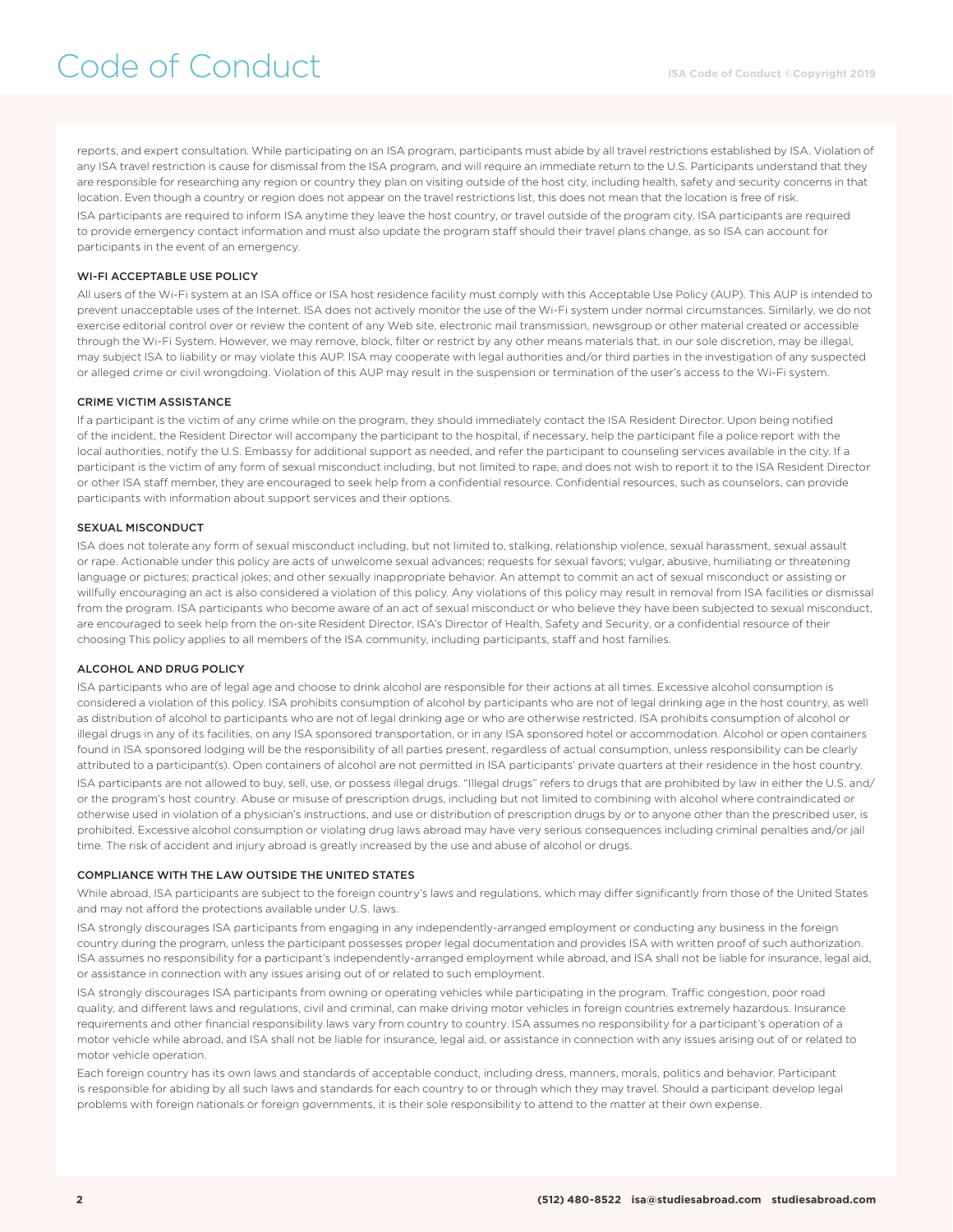reports, and expert consultation. While participating on an ISA program, participants must abide by all travel restrictions established by ISA. Violation of any ISA travel restriction is cause for dismissal from the ISA program, and will require an immediate return to the U.S. Participants understand that they are responsible for researching any region or country they plan on visiting outside of the host city, including health, safety and security concerns in that location. Even though a country or region does not appear on the travel restrictions list, this does not mean that the location is free of risk.

ISA participants are required to inform ISA anytime they leave the host country, or travel outside of the program city. ISA participants are required to provide emergency contact information and must also update the program staff should their travel plans change, as so ISA can account for participants in the event of an emergency.

### WI-FI ACCEPTABLE USE POLICY

All users of the Wi-Fi system at an ISA office or ISA host residence facility must comply with this Acceptable Use Policy (AUP). This AUP is intended to prevent unacceptable uses of the Internet. ISA does not actively monitor the use of the Wi-Fi system under normal circumstances. Similarly, we do not exercise editorial control over or review the content of any Web site, electronic mail transmission, newsgroup or other material created or accessible through the Wi-Fi System. However, we may remove, block, filter or restrict by any other means materials that, in our sole discretion, may be illegal, may subject ISA to liability or may violate this AUP. ISA may cooperate with legal authorities and/or third parties in the investigation of any suspected or alleged crime or civil wrongdoing. Violation of this AUP may result in the suspension or termination of the user's access to the Wi-Fi system.

### CRIME VICTIM ASSISTANCE

If a participant is the victim of any crime while on the program, they should immediately contact the ISA Resident Director. Upon being notified of the incident, the Resident Director will accompany the participant to the hospital, if necessary, help the participant file a police report with the local authorities, notify the U.S. Embassy for additional support as needed, and refer the participant to counseling services available in the city. If a participant is the victim of any form of sexual misconduct including, but not limited to rape, and does not wish to report it to the ISA Resident Director or other ISA staff member, they are encouraged to seek help from a confidential resource. Confidential resources, such as counselors, can provide participants with information about support services and their options.

### SEXUAL MISCONDUCT

ISA does not tolerate any form of sexual misconduct including, but not limited to, stalking, relationship violence, sexual harassment, sexual assault or rape. Actionable under this policy are acts of unwelcome sexual advances; requests for sexual favors; vulgar, abusive, humiliating or threatening language or pictures; practical jokes; and other sexually inappropriate behavior. An attempt to commit an act of sexual misconduct or assisting or willfully encouraging an act is also considered a violation of this policy. Any violations of this policy may result in removal from ISA facilities or dismissal from the program. ISA participants who become aware of an act of sexual misconduct or who believe they have been subjected to sexual misconduct, are encouraged to seek help from the on-site Resident Director, ISA's Director of Health, Safety and Security, or a confidential resource of their choosing This policy applies to all members of the ISA community, including participants, staff and host families.

### ALCOHOL AND DRUG POLICY

ISA participants who are of legal age and choose to drink alcohol are responsible for their actions at all times. Excessive alcohol consumption is considered a violation of this policy. ISA prohibits consumption of alcohol by participants who are not of legal drinking age in the host country, as well as distribution of alcohol to participants who are not of legal drinking age or who are otherwise restricted. ISA prohibits consumption of alcohol or illegal drugs in any of its facilities, on any ISA sponsored transportation, or in any ISA sponsored hotel or accommodation. Alcohol or open containers found in ISA sponsored lodging will be the responsibility of all parties present, regardless of actual consumption, unless responsibility can be clearly attributed to a participant(s). Open containers of alcohol are not permitted in ISA participants' private quarters at their residence in the host country.

ISA participants are not allowed to buy, sell, use, or possess illegal drugs. "Illegal drugs" refers to drugs that are prohibited by law in either the U.S. and/or the program's host country. Abuse or misuse of prescription drugs, including but not limited to combining with alcohol where contraindicated or otherwise used in violation of a physician's instructions, and use or distribution of prescription drugs by or to anyone other than the prescribed user, is prohibited. Excessive alcohol consumption or violating drug laws abroad may have very serious consequences including criminal penalties and/or jail time. The risk of accident and injury abroad is greatly increased by the use and abuse of alcohol or drugs.

### COMPLIANCE WITH THE LAW OUTSIDE THE UNITED STATES

While abroad, ISA participants are subject to the foreign country's laws and regulations, which may differ significantly from those of the United States and may not afford the protections available under U.S. laws.

ISA strongly discourages ISA participants from engaging in any independently-arranged employment or conducting any business in the foreign country during the program, unless the participant possesses proper legal documentation and provides ISA with written proof of such authorization. ISA assumes no responsibility for a participant's independently-arranged employment while abroad, and ISA shall not be liable for insurance, legal aid, or assistance in connection with any issues arising out of or related to such employment.

ISA strongly discourages ISA participants from owning or operating vehicles while participating in the program. Traffic congestion, poor road quality, and different laws and regulations, civil and criminal, can make driving motor vehicles in foreign countries extremely hazardous. Insurance requirements and other financial responsibility laws vary from country to country. ISA assumes no responsibility for a participant's operation of a motor vehicle while abroad, and ISA shall not be liable for insurance, legal aid, or assistance in connection with any issues arising out of or related to motor vehicle operation.

Each foreign country has its own laws and standards of acceptable conduct, including dress, manners, morals, politics and behavior. Participant is responsible for abiding by all such laws and standards for each country to or through which they may travel. Should a participant develop legal problems with foreign nationals or foreign governments, it is their sole responsibility to attend to the matter at their own expense.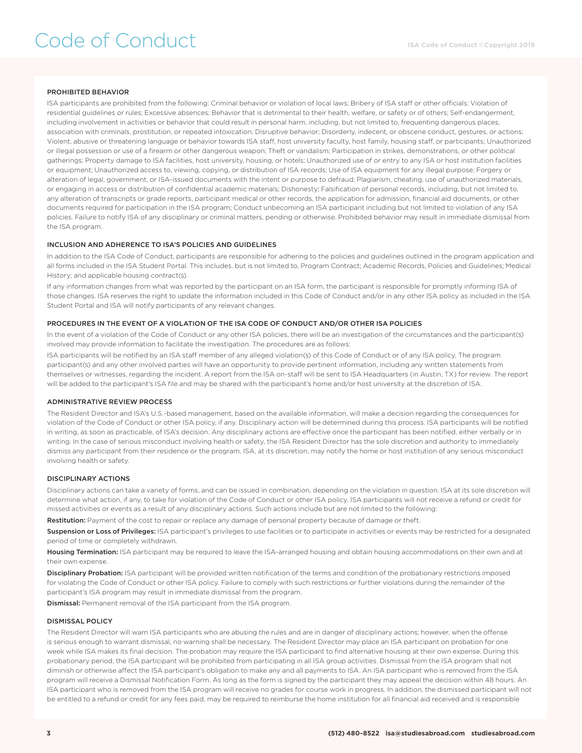# Code of Conduct

## PROHIBITED BEHAVIOR

ISA participants are prohibited from the following: Criminal behavior or violation of local laws; Bribery of ISA staff or other officials; Violation of residential guidelines or rules; Excessive absences; Behavior that is detrimental to their health, welfare, or safety or of others; Self-endangerment, including involvement in activities or behavior that could result in personal harm, including, but not limited to, frequenting dangerous places, association with criminals, prostitution, or repeated intoxication; Disruptive behavior; Disorderly, indecent, or obscene conduct, gestures, or actions; Violent, abusive or threatening language or behavior towards ISA staff, host university faculty, host family, housing staff, or participants; Unauthorized or illegal possession or use of a firearm or other dangerous weapon; Theft or vandalism; Participation in strikes, demonstrations, or other political gatherings; Property damage to ISA facilities, host university, housing, or hotels; Unauthorized use of or entry to any ISA or host institution facilities or equipment; Unauthorized access to, viewing, copying, or distribution of ISA records; Use of ISA equipment for any illegal purpose; Forgery or alteration of legal, government, or ISA-issued documents with the intent or purpose to defraud; Plagiarism, cheating, use of unauthorized materials, or engaging in access or distribution of confidential academic materials; Dishonesty; Falsification of personal records, including, but not limited to, any alteration of transcripts or grade reports, participant medical or other records, the application for admission, financial aid documents, or other documents required for participation in the ISA program; Conduct unbecoming an ISA participant including but not limited to violation of any ISA policies. Failure to notify ISA of any disciplinary or criminal matters, pending or otherwise. Prohibited behavior may result in immediate dismissal from the ISA program.

## INCLUSION AND ADHERENCE TO ISA'S POLICIES AND GUIDELINES

In addition to the ISA Code of Conduct, participants are responsible for adhering to the policies and guidelines outlined in the program application and all forms included in the ISA Student Portal. This includes, but is not limited to, Program Contract; Academic Records, Policies and Guidelines; Medical History; and applicable housing contract(s).

If any information changes from what was reported by the participant on an ISA form, the participant is responsible for promptly informing ISA of those changes. ISA reserves the right to update the information included in this Code of Conduct and/or in any other ISA policy as included in the ISA Student Portal and ISA will notify participants of any relevant changes.

## PROCEDURES IN THE EVENT OF A VIOLATION OF THE ISA CODE OF CONDUCT AND/OR OTHER ISA POLICIES

In the event of a violation of the Code of Conduct or any other ISA policies, there will be an investigation of the circumstances and the participant(s) involved may provide information to facilitate the investigation. The procedures are as follows:

ISA participants will be notified by an ISA staff member of any alleged violation(s) of this Code of Conduct or of any ISA policy. The program participant(s) and any other involved parties will have an opportunity to provide pertinent information, including any written statements from themselves or witnesses, regarding the incident. A report from the ISA on-staff will be sent to ISA Headquarters (in Austin, TX) for review. The report will be added to the participant's ISA file and may be shared with the participant's home and/or host university at the discretion of ISA.

## ADMINISTRATIVE REVIEW PROCESS

The Resident Director and ISA's U.S.-based management, based on the available information, will make a decision regarding the consequences for violation of the Code of Conduct or other ISA policy, if any. Disciplinary action will be determined during this process. ISA participants will be notified in writing, as soon as practicable, of ISA's decision. Any disciplinary actions are effective once the participant has been notified, either verbally or in writing. In the case of serious misconduct involving health or safety, the ISA Resident Director has the sole discretion and authority to immediately dismiss any participant from their residence or the program. ISA, at its discretion, may notify the home or host institution of any serious misconduct involving health or safety.

## DISCIPLINARY ACTIONS

Disciplinary actions can take a variety of forms, and can be issued in combination, depending on the violation in question. ISA at its sole discretion will determine what action, if any, to take for violation of the Code of Conduct or other ISA policy. ISA participants will not receive a refund or credit for missed activities or events as a result of any disciplinary actions. Such actions include but are not limited to the following:

**Restitution:** Payment of the cost to repair or replace any damage of personal property because of damage or theft.

**Suspension or Loss of Privileges:** ISA participant's privileges to use facilities or to participate in activities or events may be restricted for a designated period of time or completely withdrawn.

**Housing Termination:** ISA participant may be required to leave the ISA-arranged housing and obtain housing accommodations on their own and at their own expense.

**Disciplinary Probation:** ISA participant will be provided written notification of the terms and condition of the probationary restrictions imposed for violating the Code of Conduct or other ISA policy. Failure to comply with such restrictions or further violations during the remainder of the participant's ISA program may result in immediate dismissal from the program.

**Dismissal:** Permanent removal of the ISA participant from the ISA program.

## DISMISSAL POLICY

The Resident Director will warn ISA participants who are abusing the rules and are in danger of disciplinary actions; however, when the offense is serious enough to warrant dismissal, no warning shall be necessary. The Resident Director may place an ISA participant on probation for one week while ISA makes its final decision. The probation may require the ISA participant to find alternative housing at their own expense. During this probationary period, the ISA participant will be prohibited from participating in all ISA group activities. Dismissal from the ISA program shall not diminish or otherwise affect the ISA participant's obligation to make any and all payments to ISA. An ISA participant who is removed from the ISA program will receive a Dismissal Notification Form. As long as the form is signed by the participant they may appeal the decision within 48 hours. An ISA participant who is removed from the ISA program will receive no grades for course work in progress. In addition, the dismissed participant will not be entitled to a refund or credit for any fees paid, may be required to reimburse the home institution for all financial aid received and is responsible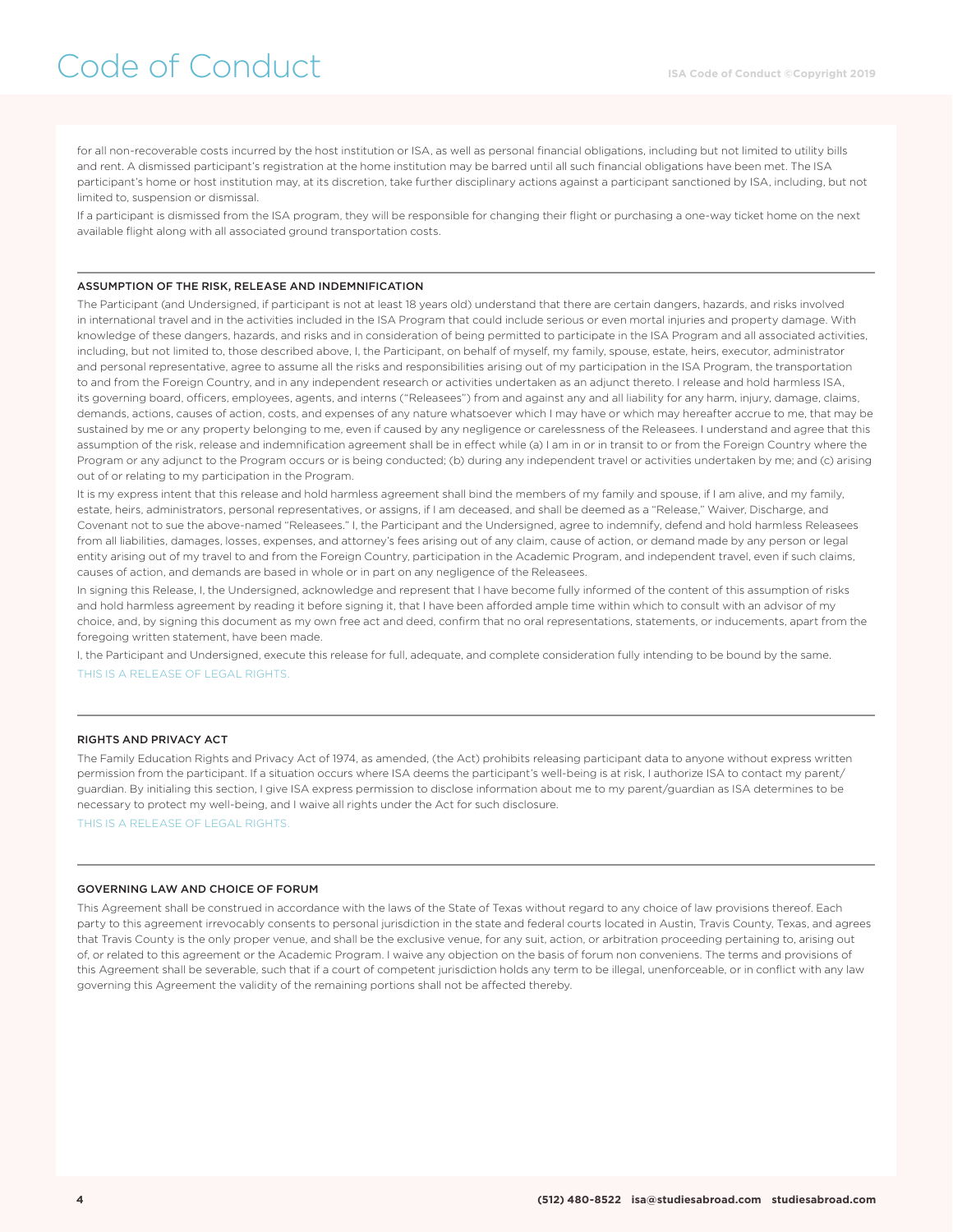for all non-recoverable costs incurred by the host institution or ISA, as well as personal financial obligations, including but not limited to utility bills and rent. A dismissed participant's registration at the home institution may be barred until all such financial obligations have been met. The ISA participant's home or host institution may, at its discretion, take further disciplinary actions against a participant sanctioned by ISA, including, but not limited to, suspension or dismissal.

If a participant is dismissed from the ISA program, they will be responsible for changing their flight or purchasing a one-way ticket home on the next available flight along with all associated ground transportation costs.

## ASSUMPTION OF THE RISK, RELEASE AND INDEMNIFICATION

The Participant (and Undersigned, if participant is not at least 18 years old) understand that there are certain dangers, hazards, and risks involved in international travel and in the activities included in the ISA Program that could include serious or even mortal injuries and property damage. With knowledge of these dangers, hazards, and risks and in consideration of being permitted to participate in the ISA Program and all associated activities, including, but not limited to, those described above, I, the Participant, on behalf of myself, my family, spouse, estate, heirs, executor, administrator and personal representative, agree to assume all the risks and responsibilities arising out of my participation in the ISA Program, the transportation to and from the Foreign Country, and in any independent research or activities undertaken as an adjunct thereto. I release and hold harmless ISA, its governing board, officers, employees, agents, and interns ("Releasees") from and against any and all liability for any harm, injury, damage, claims, demands, actions, causes of action, costs, and expenses of any nature whatsoever which I may have or which may hereafter accrue to me, that may be sustained by me or any property belonging to me, even if caused by any negligence or carelessness of the Releasees. I understand and agree that this assumption of the risk, release and indemnification agreement shall be in effect while (a) I am in or in transit to or from the Foreign Country where the Program or any adjunct to the Program occurs or is being conducted; (b) during any independent travel or activities undertaken by me; and (c) arising out of or relating to my participation in the Program.

It is my express intent that this release and hold harmless agreement shall bind the members of my family and spouse, if I am alive, and my family, estate, heirs, administrators, personal representatives, or assigns, if I am deceased, and shall be deemed as a "Release," Waiver, Discharge, and Covenant not to sue the above-named "Releasees." I, the Participant and the Undersigned, agree to indemnify, defend and hold harmless Releasees from all liabilities, damages, losses, expenses, and attorney's fees arising out of any claim, cause of action, or demand made by any person or legal entity arising out of my travel to and from the Foreign Country, participation in the Academic Program, and independent travel, even if such claims, causes of action, and demands are based in whole or in part on any negligence of the Releasees.

In signing this Release, I, the Undersigned, acknowledge and represent that I have become fully informed of the content of this assumption of risks and hold harmless agreement by reading it before signing it, that I have been afforded ample time within which to consult with an advisor of my choice, and, by signing this document as my own free act and deed, confirm that no oral representations, statements, or inducements, apart from the foregoing written statement, have been made.

I, the Participant and Undersigned, execute this release for full, adequate, and complete consideration fully intending to be bound by the same.

THIS IS A RELEASE OF LEGAL RIGHTS.

## RIGHTS AND PRIVACY ACT

The Family Education Rights and Privacy Act of 1974, as amended, (the Act) prohibits releasing participant data to anyone without express written permission from the participant. If a situation occurs where ISA deems the participant's well-being is at risk, I authorize ISA to contact my parent/guardian. By initialing this section, I give ISA express permission to disclose information about me to my parent/guardian as ISA determines to be necessary to protect my well-being, and I waive all rights under the Act for such disclosure.

THIS IS A RELEASE OF LEGAL RIGHTS.

## GOVERNING LAW AND CHOICE OF FORUM

This Agreement shall be construed in accordance with the laws of the State of Texas without regard to any choice of law provisions thereof. Each party to this agreement irrevocably consents to personal jurisdiction in the state and federal courts located in Austin, Travis County, Texas, and agrees that Travis County is the only proper venue, and shall be the exclusive venue, for any suit, action, or arbitration proceeding pertaining to, arising out of, or related to this agreement or the Academic Program. I waive any objection on the basis of forum non conveniens. The terms and provisions of this Agreement shall be severable, such that if a court of competent jurisdiction holds any term to be illegal, unenforceable, or in conflict with any law governing this Agreement the validity of the remaining portions shall not be affected thereby.